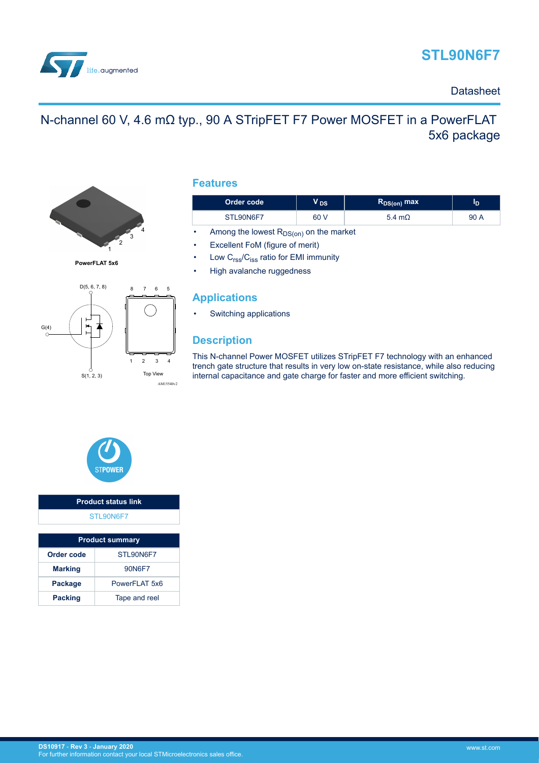# STL90N6F7

Datasheet

## N-channel 60 V, 4.6 mΩ typ., 90 A STripFET F7 Power MOSFET in a PowerFLAT 5x6 package

PowerFLAT 5x6

D(5, 6, 7, 8)

G(4)

S(1, 2, 3)

Top View

AM15540v2

### Features

| Order code | $V_{DS}$ | $R_{DS(on)}$ max | $I_D$ |
|---|---|---|---|
| STL90N6F7 | 60 V | 5.4 mΩ | 90 A |

- Among the lowest $R_{DS(on)}$ on the market
- Excellent FoM (figure of merit)
- Low $C_{rss}/C_{iss}$ ratio for EMI immunity
- High avalanche ruggedness

### Applications

- Switching applications

### Description

This N-channel Power MOSFET utilizes STripFET F7 technology with an enhanced trench gate structure that results in very low on-state resistance, while also reducing internal capacitance and gate charge for faster and more efficient switching.

STPOWER

| Product status link |
|---|
| STL90N6F7 |

| Product summary | |
|---|---|
| Order code | STL90N6F7 |
| Marking | 90N6F7 |
| Package | PowerFLAT 5x6 |
| Packing | Tape and reel |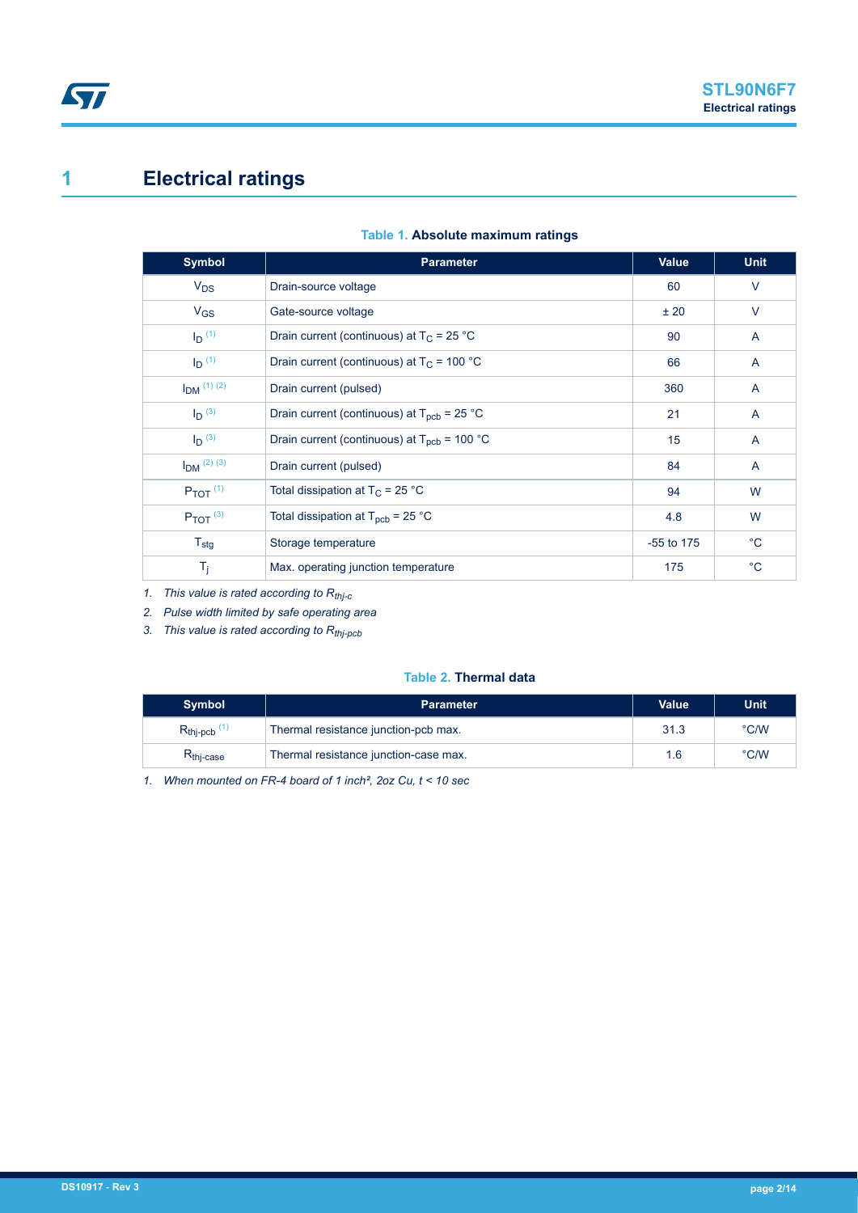# 1 Electrical ratings

**Table 1. Absolute maximum ratings**

| Symbol | Parameter | Value | Unit |
|---|---|---|---|
| $V_{DS}$ | Drain-source voltage | 60 | V |
| $V_{GS}$ | Gate-source voltage | ± 20 | V |
| $I_D$ (1) | Drain current (continuous) at $T_C$ = 25 °C | 90 | A |
| $I_D$ (1) | Drain current (continuous) at $T_C$ = 100 °C | 66 | A |
| $I_{DM}$ (1) (2) | Drain current (pulsed) | 360 | A |
| $I_D$ (3) | Drain current (continuous) at $T_{pcb}$ = 25 °C | 21 | A |
| $I_D$ (3) | Drain current (continuous) at $T_{pcb}$ = 100 °C | 15 | A |
| $I_{DM}$ (2) (3) | Drain current (pulsed) | 84 | A |
| $P_{TOT}$ (1) | Total dissipation at $T_C$ = 25 °C | 94 | W |
| $P_{TOT}$ (3) | Total dissipation at $T_{pcb}$ = 25 °C | 4.8 | W |
| $T_{stg}$ | Storage temperature | -55 to 175 | °C |
| $T_j$ | Max. operating junction temperature | 175 | °C |

1. *This value is rated according to $R_{thj-c}$*
2. *Pulse width limited by safe operating area*
3. *This value is rated according to $R_{thj-pcb}$*

**Table 2. Thermal data**

| Symbol | Parameter | Value | Unit |
|---|---|---|---|
| $R_{thj-pcb}$ (1) | Thermal resistance junction-pcb max. | 31.3 | °C/W |
| $R_{thj-case}$ | Thermal resistance junction-case max. | 1.6 | °C/W |

1. *When mounted on FR-4 board of 1 inch², 2oz Cu, t < 10 sec*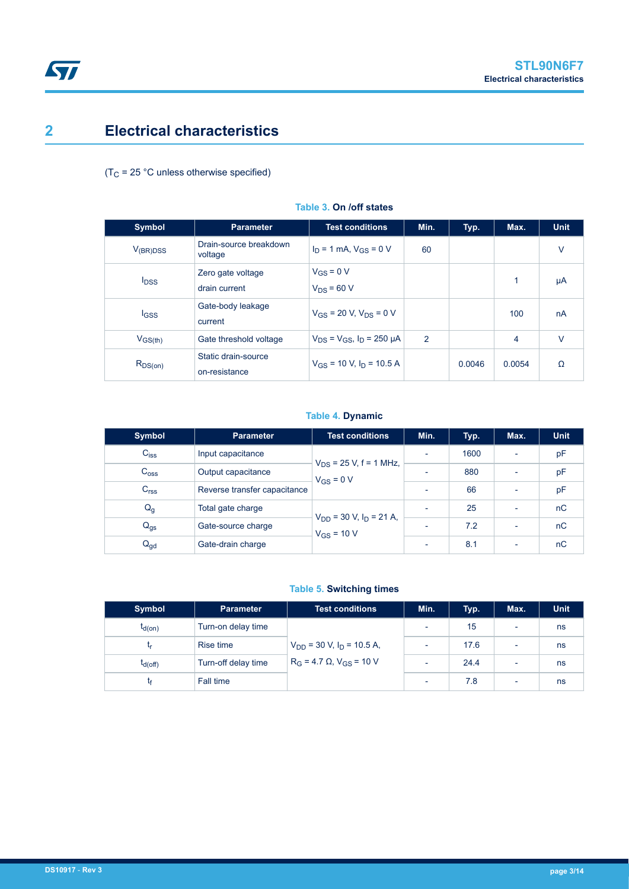## 2 Electrical characteristics

($T_C$ = 25 °C unless otherwise specified)

**Table 3. On /off states**

| Symbol | Parameter | Test conditions | Min. | Typ. | Max. | Unit |
|---|---|---|---|---|---|---|
| $V_{(BR)DSS}$ | Drain-source breakdown voltage | $I_D$ = 1 mA, $V_{GS}$ = 0 V | 60 | | | V |
| $I_{DSS}$ | Zero gate voltage drain current | $V_{GS}$ = 0 V $V_{DS}$ = 60 V | | | 1 | µA |
| $I_{GSS}$ | Gate-body leakage current | $V_{GS}$ = 20 V, $V_{DS}$ = 0 V | | | 100 | nA |
| $V_{GS(th)}$ | Gate threshold voltage | $V_{DS}$ = $V_{GS}$, $I_D$ = 250 µA | 2 | | 4 | V |
| $R_{DS(on)}$ | Static drain-source on-resistance | $V_{GS}$ = 10 V, $I_D$ = 10.5 A | | 0.0046 | 0.0054 | Ω |

**Table 4. Dynamic**

| Symbol | Parameter | Test conditions | Min. | Typ. | Max. | Unit |
|---|---|---|---|---|---|---|
| $C_{iss}$ | Input capacitance | $V_{DS}$ = 25 V, f = 1 MHz, $V_{GS}$ = 0 V | - | 1600 | - | pF |
| $C_{oss}$ | Output capacitance | | - | 880 | - | pF |
| $C_{rss}$ | Reverse transfer capacitance | | - | 66 | - | pF |
| $Q_g$ | Total gate charge | $V_{DD}$ = 30 V, $I_D$ = 21 A, $V_{GS}$ = 10 V | - | 25 | - | nC |
| $Q_{gs}$ | Gate-source charge | | - | 7.2 | - | nC |
| $Q_{gd}$ | Gate-drain charge | | - | 8.1 | - | nC |

**Table 5. Switching times**

| Symbol | Parameter | Test conditions | Min. | Typ. | Max. | Unit |
|---|---|---|---|---|---|---|
| $t_{d(on)}$ | Turn-on delay time | $V_{DD}$ = 30 V, $I_D$ = 10.5 A, $R_G$ = 4.7 Ω, $V_{GS}$ = 10 V | - | 15 | - | ns |
| $t_r$ | Rise time | | - | 17.6 | - | ns |
| $t_{d(off)}$ | Turn-off delay time | | - | 24.4 | - | ns |
| $t_f$ | Fall time | | - | 7.8 | - | ns |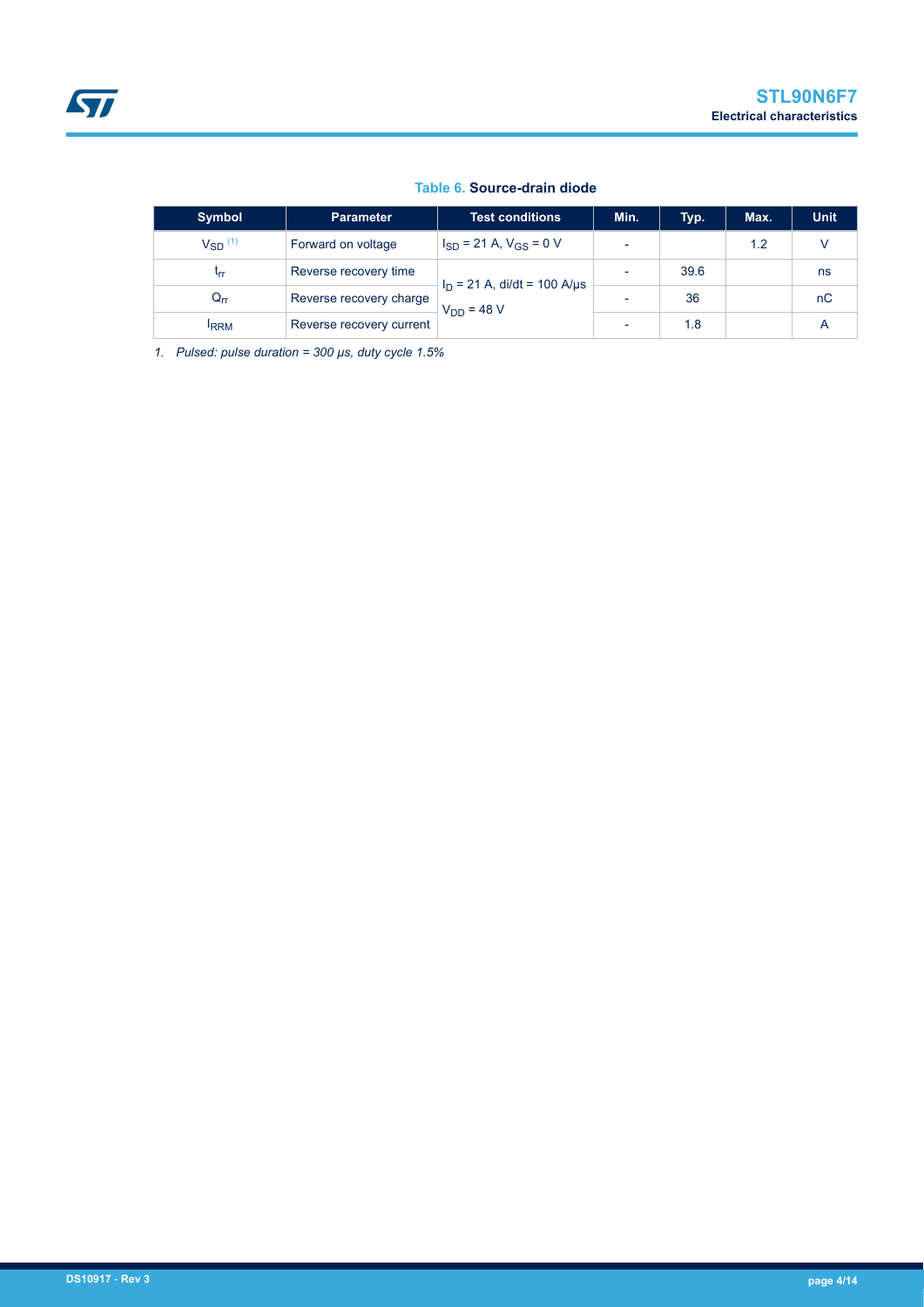**Table 6. Source-drain diode**

| Symbol | Parameter | Test conditions | Min. | Typ. | Max. | Unit |
| --- | --- | --- | --- | --- | --- | --- |
| $V_{SD}$ [(1)] | Forward on voltage | $I_{SD}$ = 21 A, $V_{GS}$ = 0 V | - | | 1.2 | V |
| $t_{rr}$ | Reverse recovery time | $I_D$ = 21 A, di/dt = 100 A/µs $V_{DD}$ = 48 V | - | 39.6 | | ns |
| $Q_{rr}$ | Reverse recovery charge | | - | 36 | | nC |
| $I_{RRM}$ | Reverse recovery current | | - | 1.8 | | A |

*1. Pulsed: pulse duration = 300 µs, duty cycle 1.5%*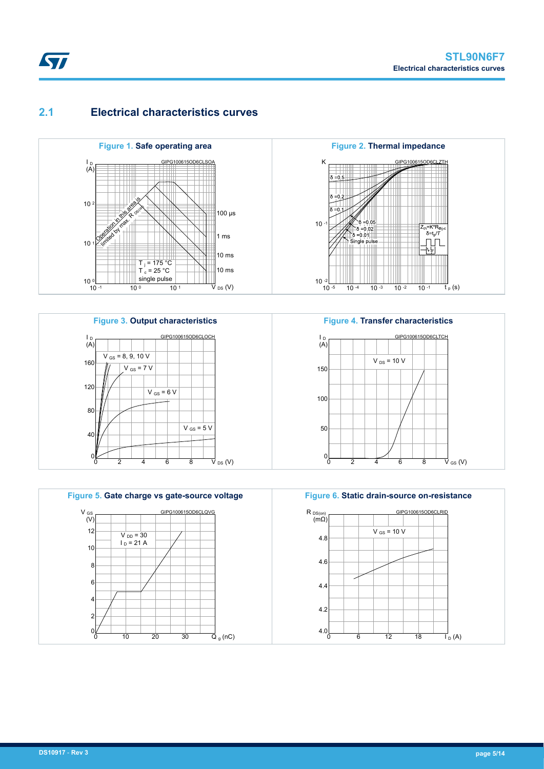## 2.1 Electrical characteristics curves

**Figure 1.** Safe operating area

**Figure 2.** Thermal impedance

**Figure 3.** Output characteristics

**Figure 4.** Transfer characteristics

**Figure 5.** Gate charge vs gate-source voltage

**Figure 6.** Static drain-source on-resistance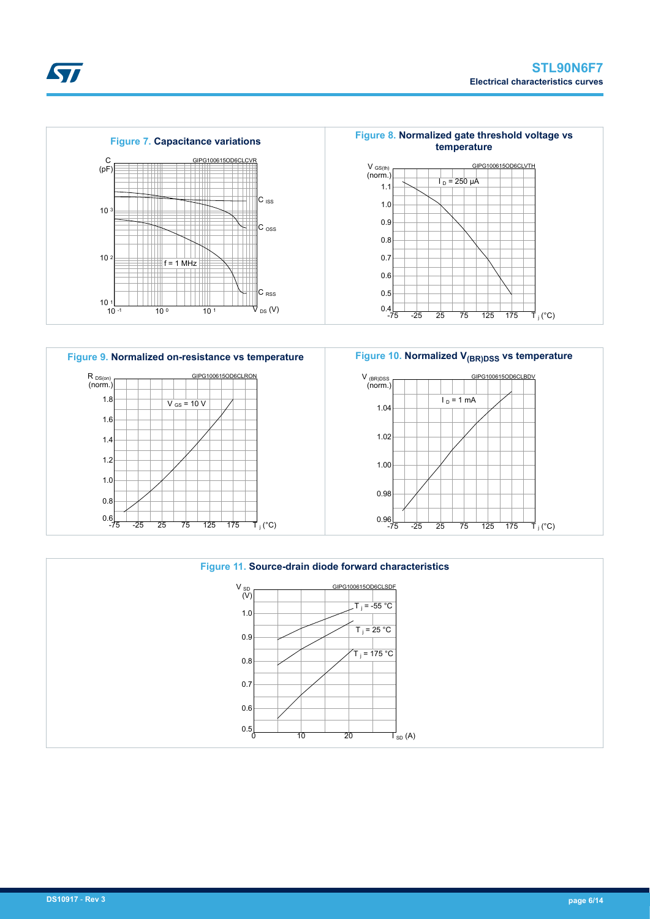**Figure 7.** Capacitance variations

**Figure 8.** Normalized gate threshold voltage vs temperature

**Figure 9.** Normalized on-resistance vs temperature

**Figure 10.** Normalized $V_{(BR)DSS}$ vs temperature

**Figure 11.** Source-drain diode forward characteristics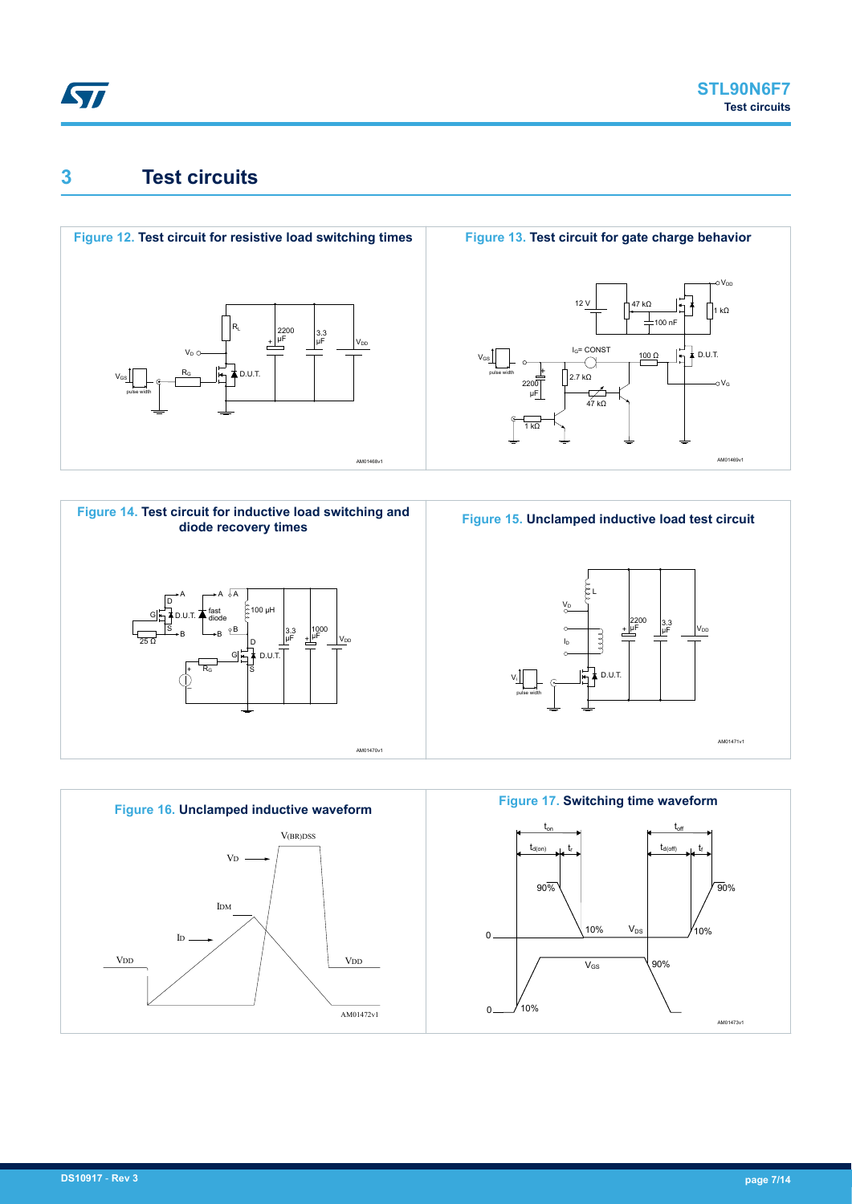# 3 Test circuits

**Figure 12. Test circuit for resistive load switching times**

**Figure 13. Test circuit for gate charge behavior**

**Figure 14. Test circuit for inductive load switching and diode recovery times**

**Figure 15. Unclamped inductive load test circuit**

**Figure 16. Unclamped inductive waveform**

**Figure 17. Switching time waveform**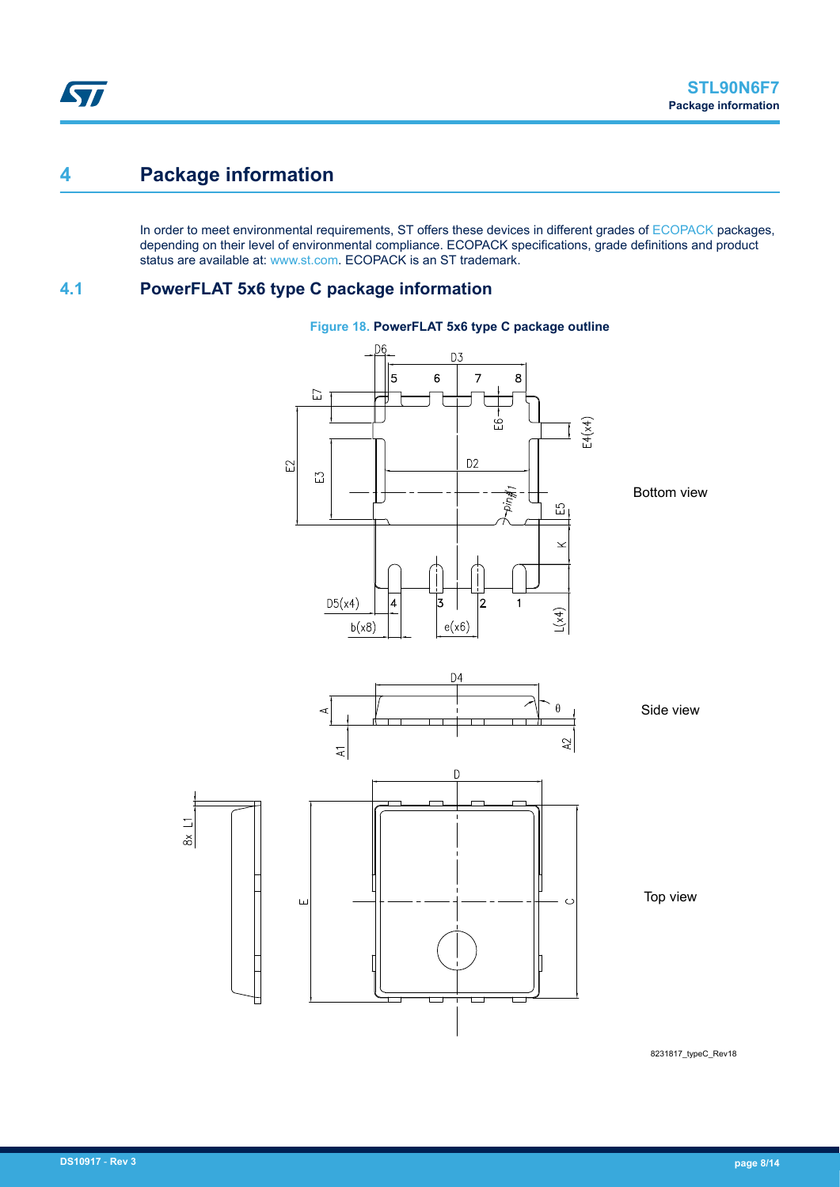# 4 Package information

In order to meet environmental requirements, ST offers these devices in different grades of ECOPACK packages, depending on their level of environmental compliance. ECOPACK specifications, grade definitions and product status are available at: www.st.com. ECOPACK is an ST trademark.

## 4.1 PowerFLAT 5x6 type C package information

**Figure 18. PowerFLAT 5x6 type C package outline**

8231817_typeC_Rev18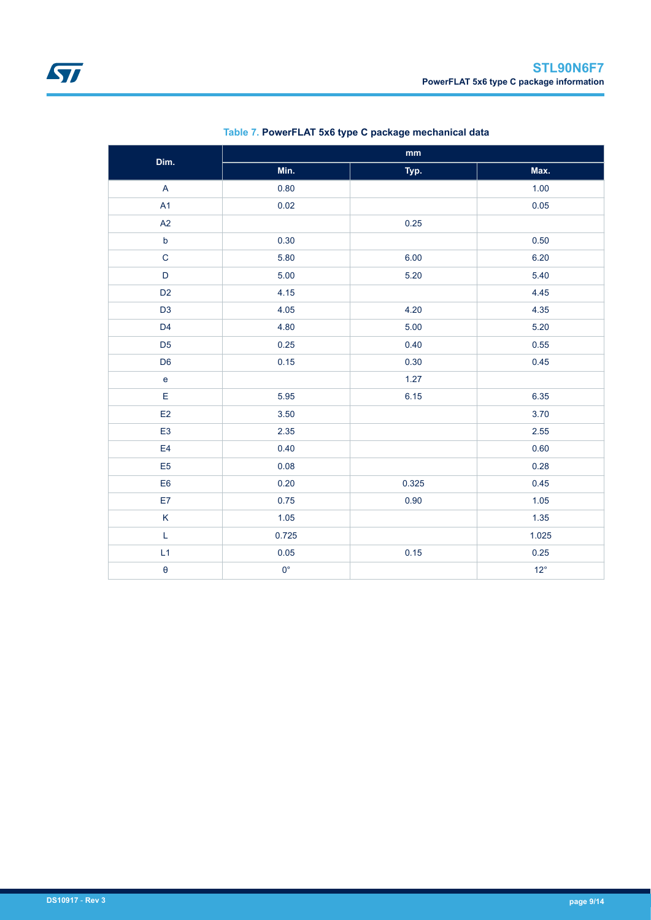**Table 7. PowerFLAT 5x6 type C package mechanical data**

| Dim. | mm | | |
|---|---|---|---|
| | Min. | Typ. | Max. |
| A | 0.80 | | 1.00 |
| A1 | 0.02 | | 0.05 |
| A2 | | 0.25 | |
| b | 0.30 | | 0.50 |
| C | 5.80 | 6.00 | 6.20 |
| D | 5.00 | 5.20 | 5.40 |
| D2 | 4.15 | | 4.45 |
| D3 | 4.05 | 4.20 | 4.35 |
| D4 | 4.80 | 5.00 | 5.20 |
| D5 | 0.25 | 0.40 | 0.55 |
| D6 | 0.15 | 0.30 | 0.45 |
| e | | 1.27 | |
| E | 5.95 | 6.15 | 6.35 |
| E2 | 3.50 | | 3.70 |
| E3 | 2.35 | | 2.55 |
| E4 | 0.40 | | 0.60 |
| E5 | 0.08 | | 0.28 |
| E6 | 0.20 | 0.325 | 0.45 |
| E7 | 0.75 | 0.90 | 1.05 |
| K | 1.05 | | 1.35 |
| L | 0.725 | | 1.025 |
| L1 | 0.05 | 0.15 | 0.25 |
| θ | 0° | | 12° |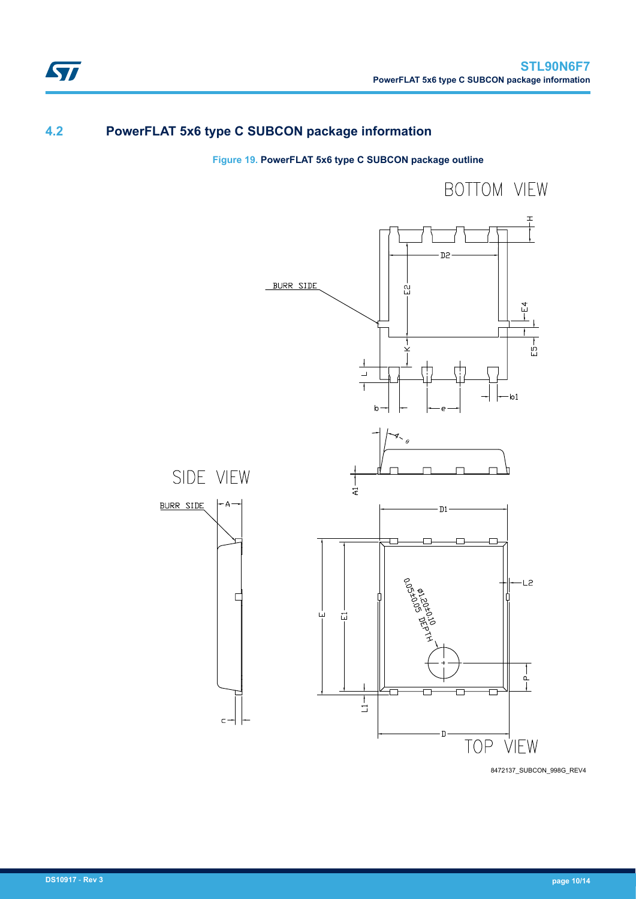## 4.2 PowerFLAT 5x6 type C SUBCON package information

**Figure 19. PowerFLAT 5x6 type C SUBCON package outline**

BOTTOM VIEW

SIDE VIEW

TOP VIEW

8472137_SUBCON_998G_REV4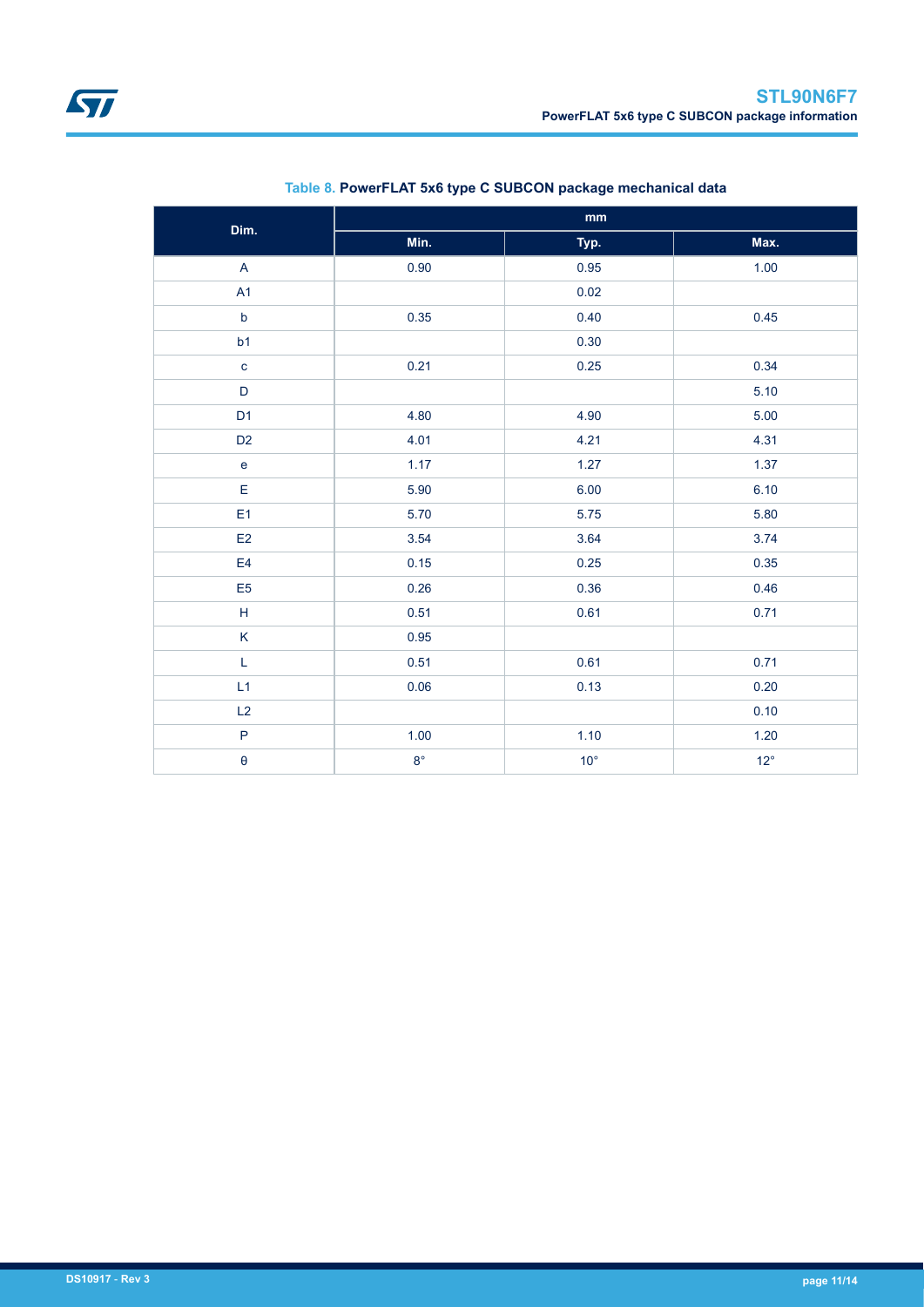**Table 8. PowerFLAT 5x6 type C SUBCON package mechanical data**

| Dim. | mm | | |
|---|---|---|---|
| | Min. | Typ. | Max. |
| A | 0.90 | 0.95 | 1.00 |
| A1 | | 0.02 | |
| b | 0.35 | 0.40 | 0.45 |
| b1 | | 0.30 | |
| c | 0.21 | 0.25 | 0.34 |
| D | | | 5.10 |
| D1 | 4.80 | 4.90 | 5.00 |
| D2 | 4.01 | 4.21 | 4.31 |
| e | 1.17 | 1.27 | 1.37 |
| E | 5.90 | 6.00 | 6.10 |
| E1 | 5.70 | 5.75 | 5.80 |
| E2 | 3.54 | 3.64 | 3.74 |
| E4 | 0.15 | 0.25 | 0.35 |
| E5 | 0.26 | 0.36 | 0.46 |
| H | 0.51 | 0.61 | 0.71 |
| K | 0.95 | | |
| L | 0.51 | 0.61 | 0.71 |
| L1 | 0.06 | 0.13 | 0.20 |
| L2 | | | 0.10 |
| P | 1.00 | 1.10 | 1.20 |
| θ | 8° | 10° | 12° |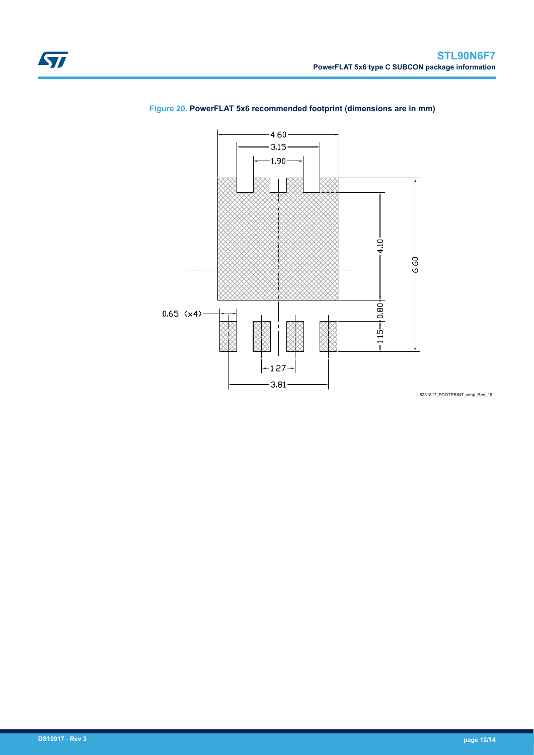**Figure 20. PowerFLAT 5x6 recommended footprint (dimensions are in mm)**

4.60
3.15
1.90
4.10
6.60
0.80
1.15
0.65 (x4)
1.27
3.81

8231817_FOOTPRINT_simp_Rev_18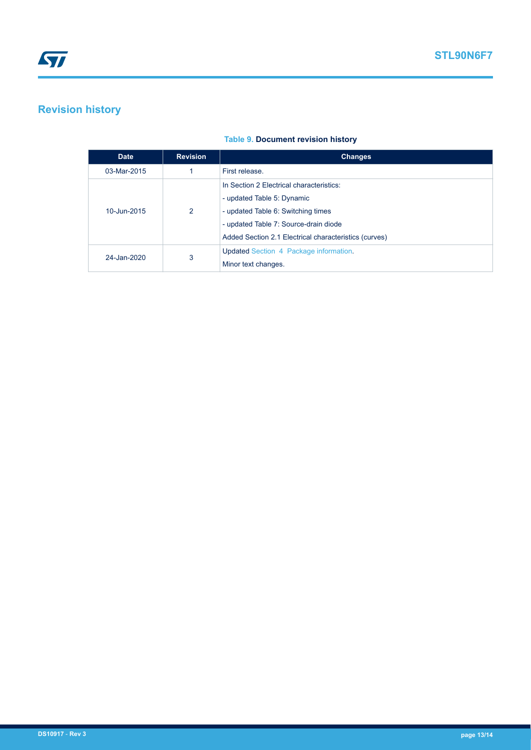## Revision history

**Table 9. Document revision history**

| Date | Revision | Changes |
| --- | --- | --- |
| 03-Mar-2015 | 1 | First release. |
| 10-Jun-2015 | 2 | In Section 2 Electrical characteristics:<br>- updated Table 5: Dynamic<br>- updated Table 6: Switching times<br>- updated Table 7: Source-drain diode<br>Added Section 2.1 Electrical characteristics (curves) |
| 24-Jan-2020 | 3 | Updated Section 4 Package information.<br>Minor text changes. |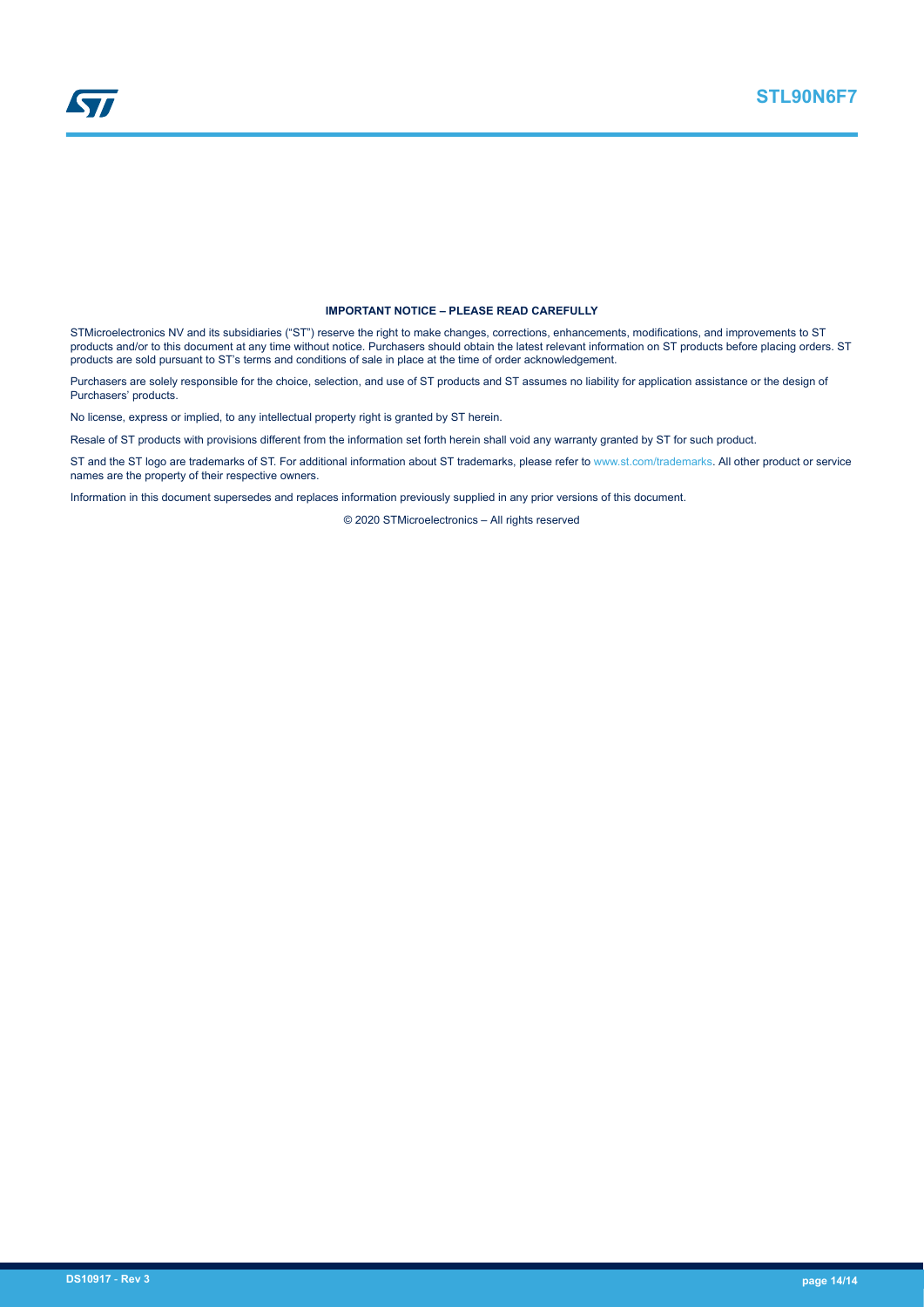**IMPORTANT NOTICE – PLEASE READ CAREFULLY**

STMicroelectronics NV and its subsidiaries ("ST") reserve the right to make changes, corrections, enhancements, modifications, and improvements to ST products and/or to this document at any time without notice. Purchasers should obtain the latest relevant information on ST products before placing orders. ST products are sold pursuant to ST's terms and conditions of sale in place at the time of order acknowledgement.

Purchasers are solely responsible for the choice, selection, and use of ST products and ST assumes no liability for application assistance or the design of Purchasers' products.

No license, express or implied, to any intellectual property right is granted by ST herein.

Resale of ST products with provisions different from the information set forth herein shall void any warranty granted by ST for such product.

ST and the ST logo are trademarks of ST. For additional information about ST trademarks, please refer to www.st.com/trademarks. All other product or service names are the property of their respective owners.

Information in this document supersedes and replaces information previously supplied in any prior versions of this document.

© 2020 STMicroelectronics – All rights reserved